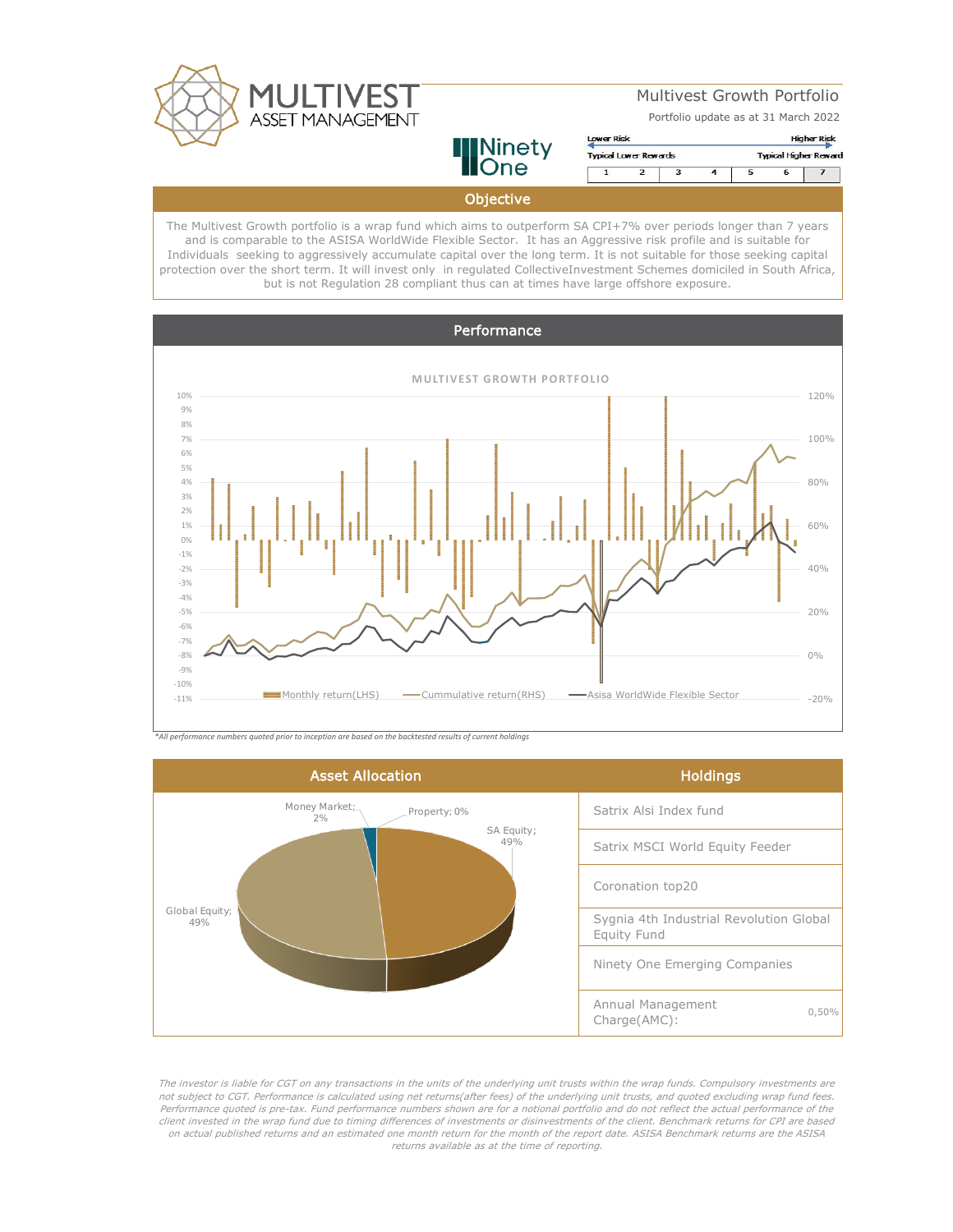# Multivest Growth Portfolio

Portfolio update as at 31 March 2022

| Lower Risk | | | | | | Higher Risk |
|---|---|---|---|---|---|---|
| Typical Lower Rewards | | | | | | Typical Higher Reward |
| 1 | 2 | 3 | 4 | 5 | 6 | 7 |

## Objective

The Multivest Growth portfolio is a wrap fund which aims to outperform SA CPI+7% over periods longer than 7 years and is comparable to the ASISA WorldWide Flexible Sector. It has an Aggressive risk profile and is suitable for Individuals seeking to aggressively accumulate capital over the long term. It is not suitable for those seeking capital protection over the short term. It will invest only in regulated CollectiveInvestment Schemes domiciled in South Africa, but is not Regulation 28 compliant thus can at times have large offshore exposure.

## Performance

MULTIVEST GROWTH PORTFOLIO

Monthly return(LHS) — Cummulative return(RHS) — Asisa WorldWide Flexible Sector

*All performance numbers quoted prior to inception are based on the backtested results of current holdings

## Asset Allocation

- SA Equity; 49%
- Global Equity; 49%
- Money Market; 2%
- Property; 0%

## Holdings

| Holdings | |
|---|---|
| Satrix Alsi Index fund | |
| Satrix MSCI World Equity Feeder | |
| Coronation top20 | |
| Sygnia 4th Industrial Revolution Global Equity Fund | |
| Ninety One Emerging Companies | |
| Annual Management Charge(AMC): | 0,50% |

*The investor is liable for CGT on any transactions in the units of the underlying unit trusts within the wrap funds. Compulsory investments are not subject to CGT. Performance is calculated using net returns(after fees) of the underlying unit trusts, and quoted excluding wrap fund fees. Performance quoted is pre-tax. Fund performance numbers shown are for a notional portfolio and do not reflect the actual performance of the client invested in the wrap fund due to timing differences of investments or disinvestments of the client. Benchmark returns for CPI are based on actual published returns and an estimated one month return for the month of the report date. ASISA Benchmark returns are the ASISA returns available as at the time of reporting.*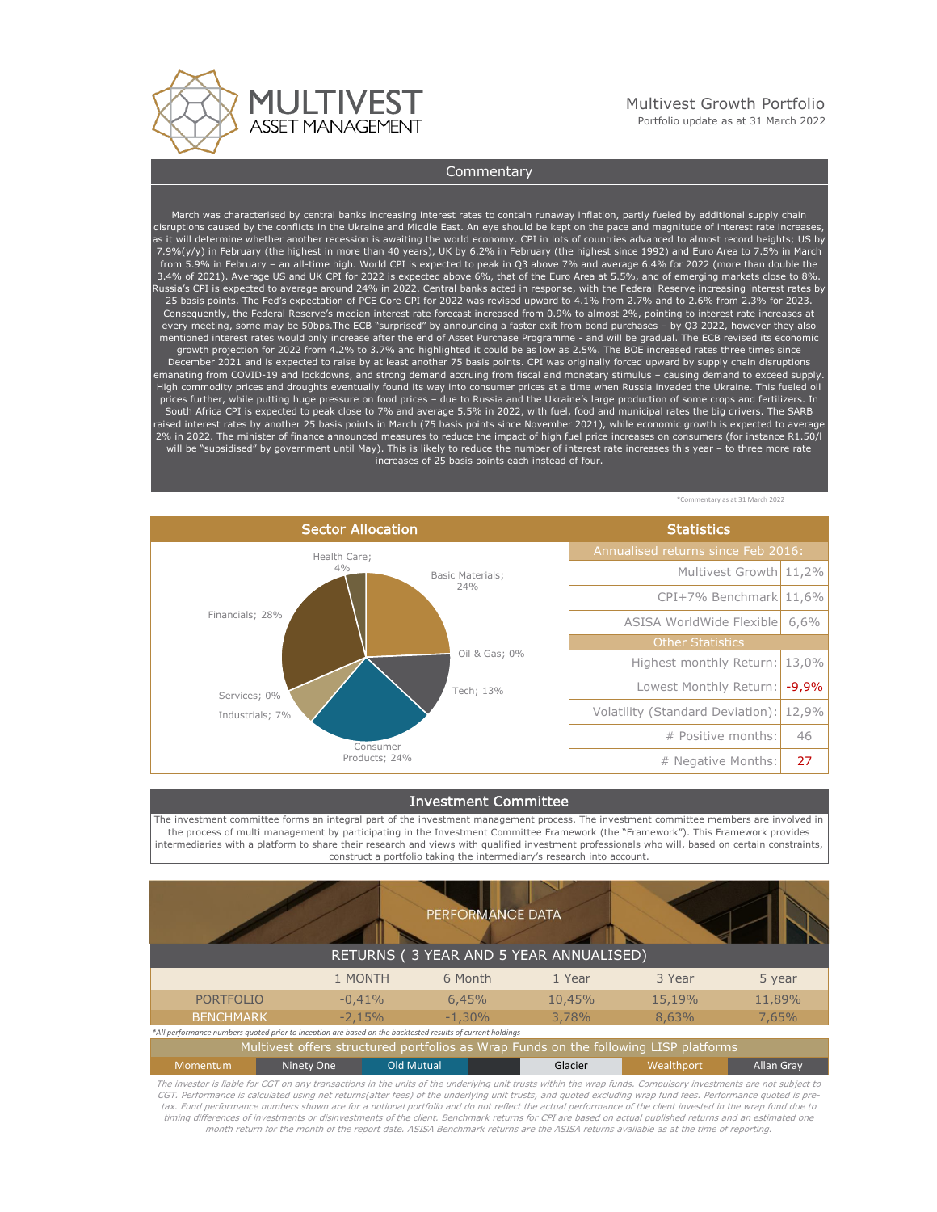# MULTIVEST ASSET MANAGEMENT

## Multivest Growth Portfolio

Portfolio update as at 31 March 2022

## Commentary

March was characterised by central banks increasing interest rates to contain runaway inflation, partly fueled by additional supply chain disruptions caused by the conflicts in the Ukraine and Middle East. An eye should be kept on the pace and magnitude of interest rate increases, as it will determine whether another recession is awaiting the world economy. CPI in lots of countries advanced to almost record heights; US by 7.9%(y/y) in February (the highest in more than 40 years), UK by 6.2% in February (the highest since 1992) and Euro Area to 7.5% in March from 5.9% in February – an all-time high. World CPI is expected to peak in Q3 above 7% and average 6.4% for 2022 (more than double the 3.4% of 2021). Average US and UK CPI for 2022 is expected above 6%, that of the Euro Area at 5.5%, and of emerging markets close to 8%. Russia's CPI is expected to average around 24% in 2022. Central banks acted in response, with the Federal Reserve increasing interest rates by 25 basis points. The Fed's expectation of PCE Core CPI for 2022 was revised upward to 4.1% from 2.7% and to 2.6% from 2.3% for 2023. Consequently, the Federal Reserve's median interest rate forecast increased from 0.9% to almost 2%, pointing to interest rate increases at every meeting, some may be 50bps.The ECB "surprised" by announcing a faster exit from bond purchases – by Q3 2022, however they also mentioned interest rates would only increase after the end of Asset Purchase Programme - and will be gradual. The ECB revised its economic growth projection for 2022 from 4.2% to 3.7% and highlighted it could be as low as 2.5%. The BOE increased rates three times since December 2021 and is expected to raise by at least another 75 basis points. CPI was originally forced upward by supply chain disruptions emanating from COVID-19 and lockdowns, and strong demand accruing from fiscal and monetary stimulus – causing demand to exceed supply. High commodity prices and droughts eventually found its way into consumer prices at a time when Russia invaded the Ukraine. This fueled oil prices further, while putting huge pressure on food prices – due to Russia and the Ukraine's large production of some crops and fertilizers. In South Africa CPI is expected to peak close to 7% and average 5.5% in 2022, with fuel, food and municipal rates the big drivers. The SARB raised interest rates by another 25 basis points in March (75 basis points since November 2021), while economic growth is expected to average 2% in 2022. The minister of finance announced measures to reduce the impact of high fuel price increases on consumers (for instance R1.50/l will be "subsidised" by government until May). This is likely to reduce the number of interest rate increases this year – to three more rate increases of 25 basis points each instead of four.

*Commentary as at 31 March 2022

## Sector Allocation

Health Care; 4%
Basic Materials; 24%
Financials; 28%
Oil & Gas; 0%
Tech; 13%
Services; 0%
Industrials; 7%
Consumer Products; 24%

## Statistics

| Annualised returns since Feb 2016: | |
|---|---|
| Multivest Growth | 11,2% |
| CPI+7% Benchmark | 11,6% |
| ASISA WorldWide Flexible | 6,6% |
| **Other Statistics** | |
| Highest monthly Return: | 13,0% |
| Lowest Monthly Return: | -9,9% |
| Volatility (Standard Deviation): | 12,9% |
| # Positive months: | 46 |
| # Negative Months: | 27 |

## Investment Committee

The investment committee forms an integral part of the investment management process. The investment committee members are involved in the process of multi management by participating in the Investment Committee Framework (the "Framework"). This Framework provides intermediaries with a platform to share their research and views with qualified investment professionals who will, based on certain constraints, construct a portfolio taking the intermediary's research into account.

## PERFORMANCE DATA

### RETURNS ( 3 YEAR AND 5 YEAR ANNUALISED)

| | 1 MONTH | 6 Month | 1 Year | 3 Year | 5 year |
|---|---|---|---|---|---|
| PORTFOLIO | -0,41% | 6,45% | 10,45% | 15,19% | 11,89% |
| BENCHMARK | -2,15% | -1,30% | 3,78% | 8,63% | 7,65% |

*All performance numbers quoted prior to inception are based on the backtested results of current holdings*

Multivest offers structured portfolios as Wrap Funds on the following LISP platforms

Momentum | Ninety One | Old Mutual | Glacier | Wealthport | Allan Gray

*The investor is liable for CGT on any transactions in the units of the underlying unit trusts within the wrap funds. Compulsory investments are not subject to CGT. Performance is calculated using net returns(after fees) of the underlying unit trusts, and quoted excluding wrap fund fees. Performance quoted is pre-tax. Fund performance numbers shown are for a notional portfolio and do not reflect the actual performance of the client invested in the wrap fund due to timing differences of investments or disinvestments of the client. Benchmark returns for CPI are based on actual published returns and an estimated one month return for the month of the report date. ASISA Benchmark returns are the ASISA returns available as at the time of reporting.*